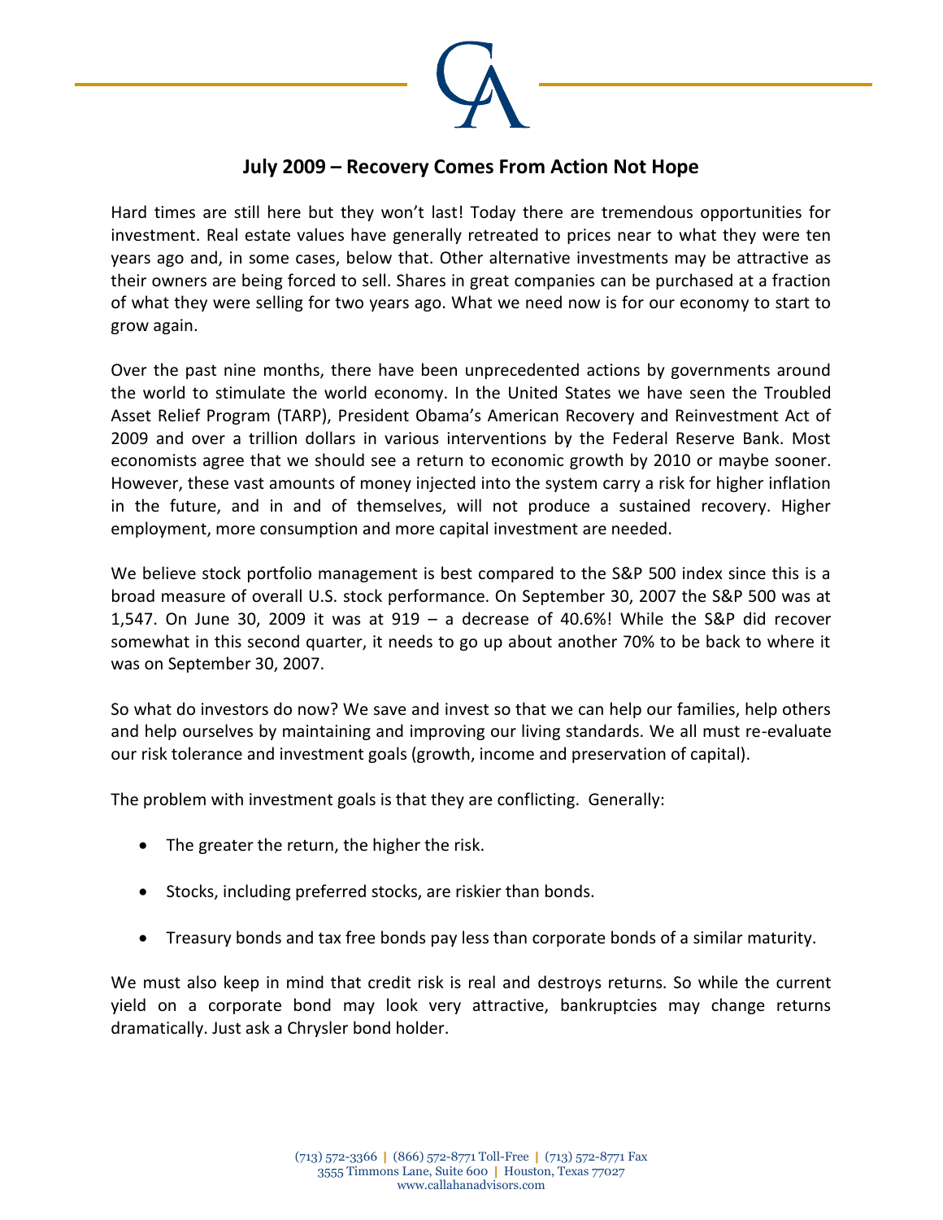# July 2009 – Recovery Comes From Action Not Hope

Hard times are still here but they won't last! Today there are tremendous opportunities for investment. Real estate values have generally retreated to prices near to what they were ten years ago and, in some cases, below that. Other alternative investments may be attractive as their owners are being forced to sell. Shares in great companies can be purchased at a fraction of what they were selling for two years ago. What we need now is for our economy to start to grow again.

Over the past nine months, there have been unprecedented actions by governments around the world to stimulate the world economy. In the United States we have seen the Troubled Asset Relief Program (TARP), President Obama's American Recovery and Reinvestment Act of 2009 and over a trillion dollars in various interventions by the Federal Reserve Bank. Most economists agree that we should see a return to economic growth by 2010 or maybe sooner. However, these vast amounts of money injected into the system carry a risk for higher inflation in the future, and in and of themselves, will not produce a sustained recovery. Higher employment, more consumption and more capital investment are needed.

We believe stock portfolio management is best compared to the S&P 500 index since this is a broad measure of overall U.S. stock performance. On September 30, 2007 the S&P 500 was at 1,547. On June 30, 2009 it was at 919 – a decrease of 40.6%! While the S&P did recover somewhat in this second quarter, it needs to go up about another 70% to be back to where it was on September 30, 2007.

So what do investors do now? We save and invest so that we can help our families, help others and help ourselves by maintaining and improving our living standards. We all must re-evaluate our risk tolerance and investment goals (growth, income and preservation of capital).

The problem with investment goals is that they are conflicting. Generally:

- The greater the return, the higher the risk.
- Stocks, including preferred stocks, are riskier than bonds.
- Treasury bonds and tax free bonds pay less than corporate bonds of a similar maturity.

We must also keep in mind that credit risk is real and destroys returns. So while the current yield on a corporate bond may look very attractive, bankruptcies may change returns dramatically. Just ask a Chrysler bond holder.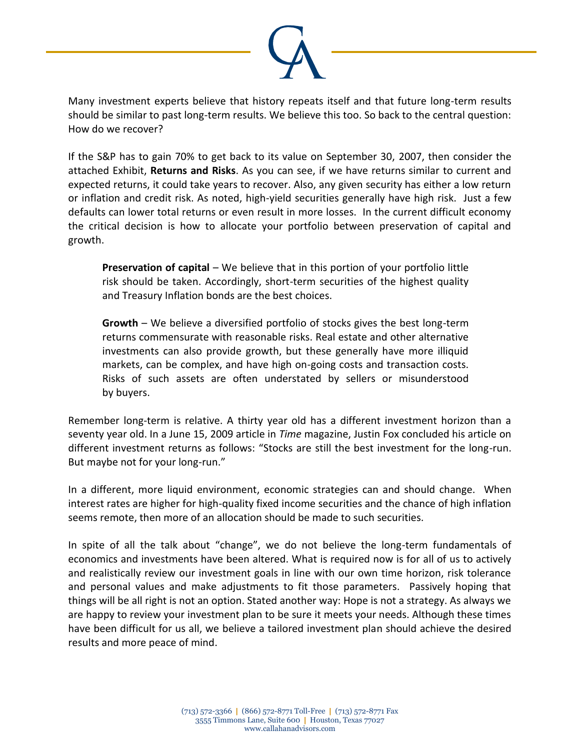Many investment experts believe that history repeats itself and that future long-term results should be similar to past long-term results. We believe this too. So back to the central question: How do we recover?

If the S&P has to gain 70% to get back to its value on September 30, 2007, then consider the attached Exhibit, **Returns and Risks**. As you can see, if we have returns similar to current and expected returns, it could take years to recover. Also, any given security has either a low return or inflation and credit risk. As noted, high-yield securities generally have high risk. Just a few defaults can lower total returns or even result in more losses. In the current difficult economy the critical decision is how to allocate your portfolio between preservation of capital and growth.

> **Preservation of capital** – We believe that in this portion of your portfolio little risk should be taken. Accordingly, short-term securities of the highest quality and Treasury Inflation bonds are the best choices.
>
> **Growth** – We believe a diversified portfolio of stocks gives the best long-term returns commensurate with reasonable risks. Real estate and other alternative investments can also provide growth, but these generally have more illiquid markets, can be complex, and have high on-going costs and transaction costs. Risks of such assets are often understated by sellers or misunderstood by buyers.

Remember long-term is relative. A thirty year old has a different investment horizon than a seventy year old. In a June 15, 2009 article in *Time* magazine, Justin Fox concluded his article on different investment returns as follows: "Stocks are still the best investment for the long-run. But maybe not for your long-run."

In a different, more liquid environment, economic strategies can and should change. When interest rates are higher for high-quality fixed income securities and the chance of high inflation seems remote, then more of an allocation should be made to such securities.

In spite of all the talk about "change", we do not believe the long-term fundamentals of economics and investments have been altered. What is required now is for all of us to actively and realistically review our investment goals in line with our own time horizon, risk tolerance and personal values and make adjustments to fit those parameters. Passively hoping that things will be all right is not an option. Stated another way: Hope is not a strategy. As always we are happy to review your investment plan to be sure it meets your needs. Although these times have been difficult for us all, we believe a tailored investment plan should achieve the desired results and more peace of mind.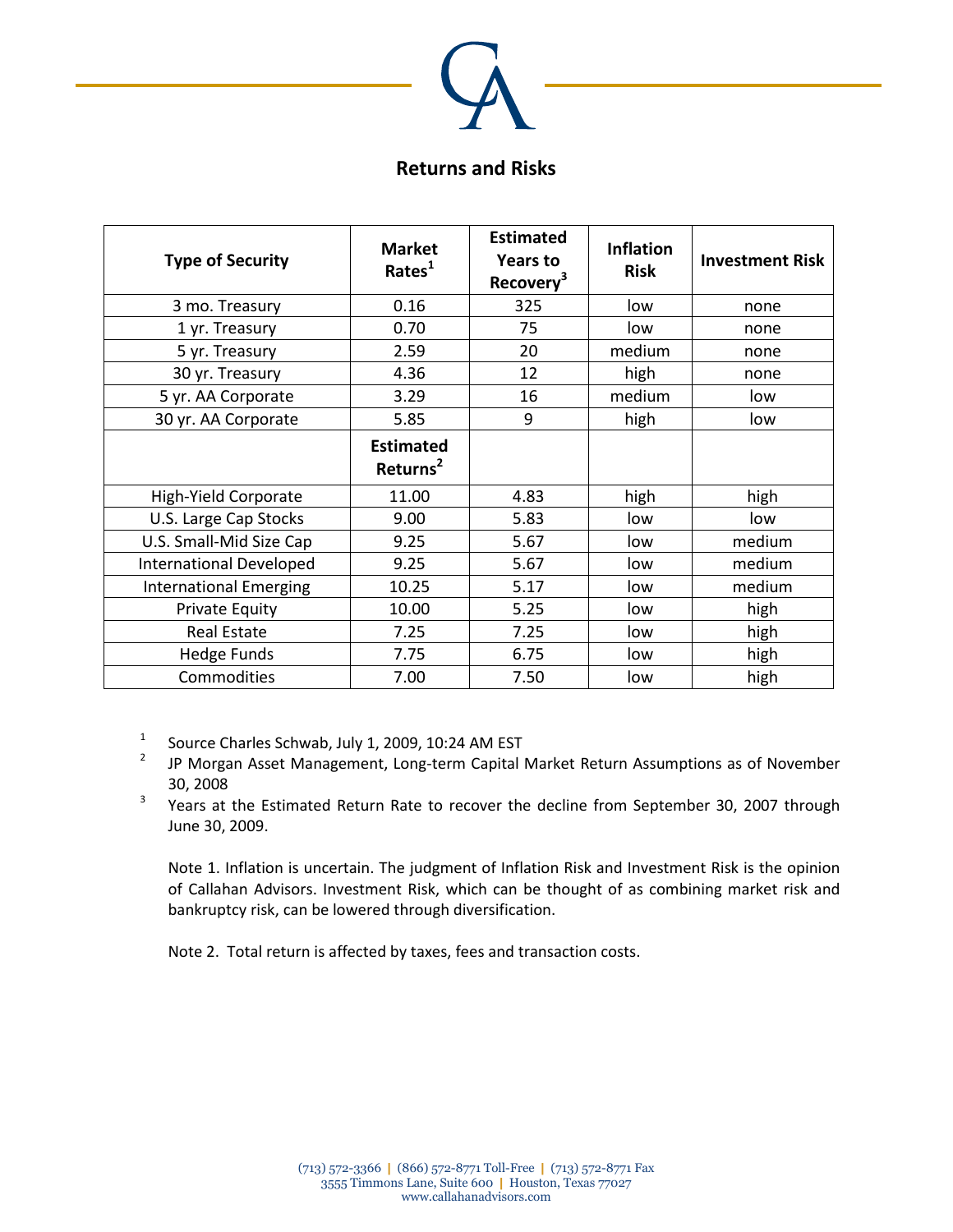# Returns and Risks

| Type of Security | Market Rates[1] | Estimated Years to Recovery[3] | Inflation Risk | Investment Risk |
|---|---|---|---|---|
| 3 mo. Treasury | 0.16 | 325 | low | none |
| 1 yr. Treasury | 0.70 | 75 | low | none |
| 5 yr. Treasury | 2.59 | 20 | medium | none |
| 30 yr. Treasury | 4.36 | 12 | high | none |
| 5 yr. AA Corporate | 3.29 | 16 | medium | low |
| 30 yr. AA Corporate | 5.85 | 9 | high | low |
| | **Estimated Returns[2]** | | | |
| High-Yield Corporate | 11.00 | 4.83 | high | high |
| U.S. Large Cap Stocks | 9.00 | 5.83 | low | low |
| U.S. Small-Mid Size Cap | 9.25 | 5.67 | low | medium |
| International Developed | 9.25 | 5.67 | low | medium |
| International Emerging | 10.25 | 5.17 | low | medium |
| Private Equity | 10.00 | 5.25 | low | high |
| Real Estate | 7.25 | 7.25 | low | high |
| Hedge Funds | 7.75 | 6.75 | low | high |
| Commodities | 7.00 | 7.50 | low | high |

[1] Source Charles Schwab, July 1, 2009, 10:24 AM EST

[2] JP Morgan Asset Management, Long-term Capital Market Return Assumptions as of November 30, 2008

[3] Years at the Estimated Return Rate to recover the decline from September 30, 2007 through June 30, 2009.

Note 1. Inflation is uncertain. The judgment of Inflation Risk and Investment Risk is the opinion of Callahan Advisors. Investment Risk, which can be thought of as combining market risk and bankruptcy risk, can be lowered through diversification.

Note 2. Total return is affected by taxes, fees and transaction costs.

(713) 572-3366 | (866) 572-8771 Toll-Free | (713) 572-8771 Fax
3555 Timmons Lane, Suite 600 | Houston, Texas 77027
www.callahanadvisors.com